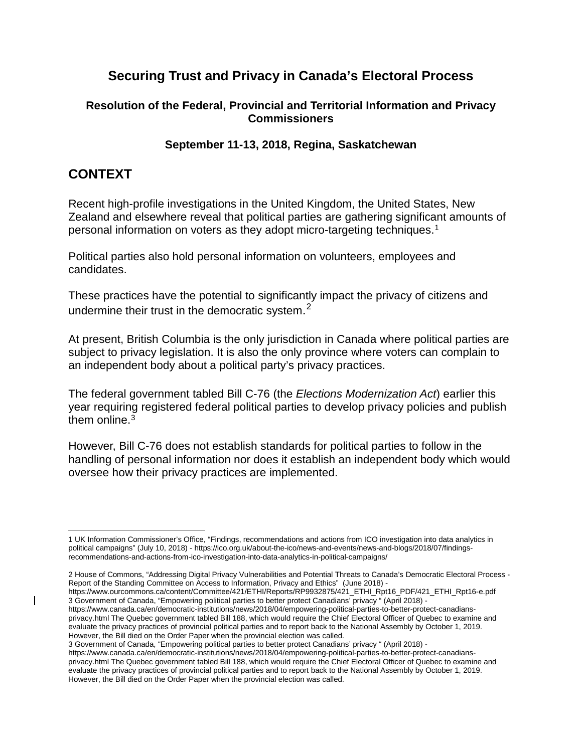# Securing Trust and Privacy in Canada's Electoral Process

### Resolution of the Federal, Provincial and Territorial Information and Privacy Commissioners

### September 11-13, 2018, Regina, Saskatchewan

## CONTEXT

Recent high-profile investigations in the United Kingdom, the United States, New Zealand and elsewhere reveal that political parties are gathering significant amounts of personal information on voters as they adopt micro-targeting techniques.[1]

Political parties also hold personal information on volunteers, employees and candidates.

These practices have the potential to significantly impact the privacy of citizens and undermine their trust in the democratic system.[2]

At present, British Columbia is the only jurisdiction in Canada where political parties are subject to privacy legislation. It is also the only province where voters can complain to an independent body about a political party's privacy practices.

The federal government tabled Bill C-76 (the *Elections Modernization Act*) earlier this year requiring registered federal political parties to develop privacy policies and publish them online.[3]

However, Bill C-76 does not establish standards for political parties to follow in the handling of personal information nor does it establish an independent body which would oversee how their privacy practices are implemented.

---

1 UK Information Commissioner's Office, "Findings, recommendations and actions from ICO investigation into data analytics in political campaigns" (July 10, 2018) - https://ico.org.uk/about-the-ico/news-and-events/news-and-blogs/2018/07/findings-recommendations-and-actions-from-ico-investigation-into-data-analytics-in-political-campaigns/

2 House of Commons, "Addressing Digital Privacy Vulnerabilities and Potential Threats to Canada's Democratic Electoral Process - Report of the Standing Committee on Access to Information, Privacy and Ethics" (June 2018) - https://www.ourcommons.ca/content/Committee/421/ETHI/Reports/RP9932875/421_ETHI_Rpt16_PDF/421_ETHI_Rpt16-e.pdf

3 Government of Canada, "Empowering political parties to better protect Canadians' privacy " (April 2018) - https://www.canada.ca/en/democratic-institutions/news/2018/04/empowering-political-parties-to-better-protect-canadians-privacy.html The Quebec government tabled Bill 188, which would require the Chief Electoral Officer of Quebec to examine and evaluate the privacy practices of provincial political parties and to report back to the National Assembly by October 1, 2019. However, the Bill died on the Order Paper when the provincial election was called.

3 Government of Canada, "Empowering political parties to better protect Canadians' privacy " (April 2018) - https://www.canada.ca/en/democratic-institutions/news/2018/04/empowering-political-parties-to-better-protect-canadians-privacy.html The Quebec government tabled Bill 188, which would require the Chief Electoral Officer of Quebec to examine and evaluate the privacy practices of provincial political parties and to report back to the National Assembly by October 1, 2019. However, the Bill died on the Order Paper when the provincial election was called.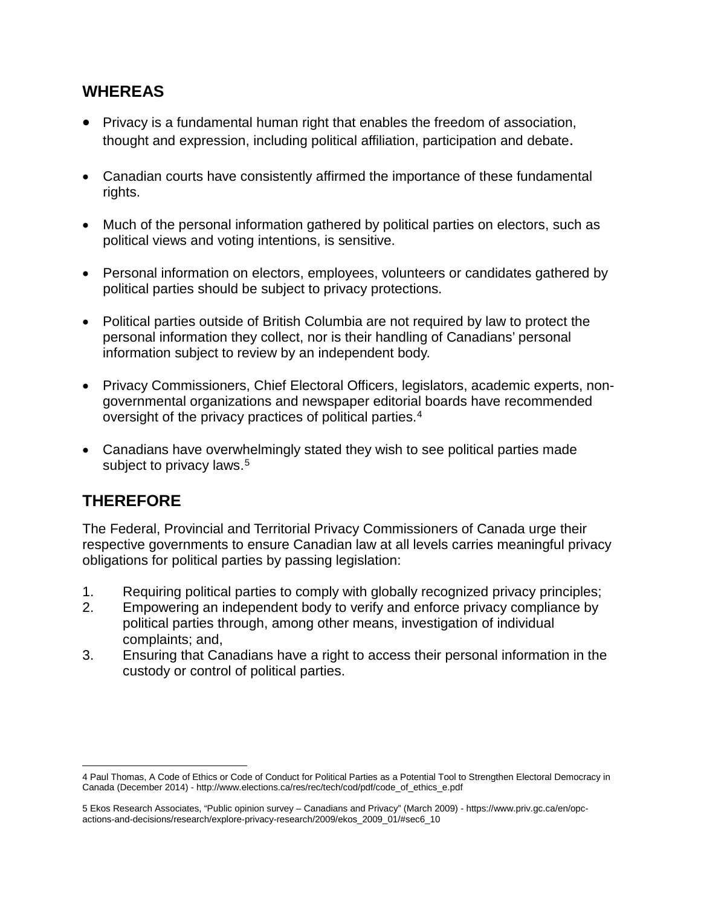## WHEREAS

- Privacy is a fundamental human right that enables the freedom of association, thought and expression, including political affiliation, participation and debate.
- Canadian courts have consistently affirmed the importance of these fundamental rights.
- Much of the personal information gathered by political parties on electors, such as political views and voting intentions, is sensitive.
- Personal information on electors, employees, volunteers or candidates gathered by political parties should be subject to privacy protections.
- Political parties outside of British Columbia are not required by law to protect the personal information they collect, nor is their handling of Canadians' personal information subject to review by an independent body.
- Privacy Commissioners, Chief Electoral Officers, legislators, academic experts, non-governmental organizations and newspaper editorial boards have recommended oversight of the privacy practices of political parties.[4]
- Canadians have overwhelmingly stated they wish to see political parties made subject to privacy laws.[5]

## THEREFORE

The Federal, Provincial and Territorial Privacy Commissioners of Canada urge their respective governments to ensure Canadian law at all levels carries meaningful privacy obligations for political parties by passing legislation:

1. Requiring political parties to comply with globally recognized privacy principles;
2. Empowering an independent body to verify and enforce privacy compliance by political parties through, among other means, investigation of individual complaints; and,
3. Ensuring that Canadians have a right to access their personal information in the custody or control of political parties.

---

4 Paul Thomas, A Code of Ethics or Code of Conduct for Political Parties as a Potential Tool to Strengthen Electoral Democracy in Canada (December 2014) - http://www.elections.ca/res/rec/tech/cod/pdf/code_of_ethics_e.pdf

5 Ekos Research Associates, "Public opinion survey – Canadians and Privacy" (March 2009) - https://www.priv.gc.ca/en/opc-actions-and-decisions/research/explore-privacy-research/2009/ekos_2009_01/#sec6_10